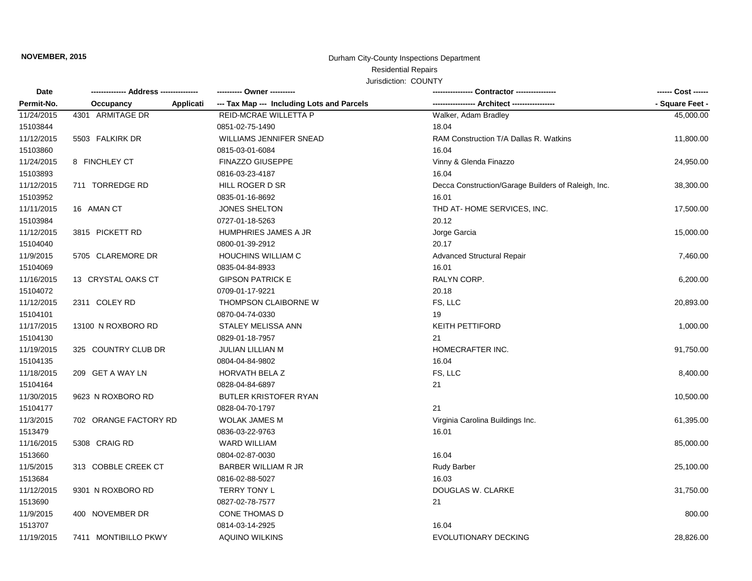NOVEMBER, 2015

Durham City-County Inspections Department
Residential Repairs
Jurisdiction: COUNTY

| Date<br>Permit-No. | -------------- Address --------------<br>Occupancy Applicati | ---------- Owner ----------<br>--- Tax Map --- Including Lots and Parcels | --------------- Contractor ---------------<br>---------------- Architect ---------------- | ------ Cost ------<br>- Square Feet - |
|---|---|---|---|---|
| 11/24/2015<br>15103844 | 4301 ARMITAGE DR | REID-MCRAE WILLETTA P<br>0851-02-75-1490 | Walker, Adam Bradley<br>18.04 | 45,000.00 |
| 11/12/2015<br>15103860 | 5503 FALKIRK DR | WILLIAMS JENNIFER SNEAD<br>0815-03-01-6084 | RAM Construction T/A Dallas R. Watkins<br>16.04 | 11,800.00 |
| 11/24/2015<br>15103893 | 8 FINCHLEY CT | FINAZZO GIUSEPPE<br>0816-03-23-4187 | Vinny & Glenda Finazzo<br>16.04 | 24,950.00 |
| 11/12/2015<br>15103952 | 711 TORREDGE RD | HILL ROGER D SR<br>0835-01-16-8692 | Decca Construction/Garage Builders of Raleigh, Inc.<br>16.01 | 38,300.00 |
| 11/11/2015<br>15103984 | 16 AMAN CT | JONES SHELTON<br>0727-01-18-5263 | THD AT- HOME SERVICES, INC.<br>20.12 | 17,500.00 |
| 11/12/2015<br>15104040 | 3815 PICKETT RD | HUMPHRIES JAMES A JR<br>0800-01-39-2912 | Jorge Garcia<br>20.17 | 15,000.00 |
| 11/9/2015<br>15104069 | 5705 CLAREMORE DR | HOUCHINS WILLIAM C<br>0835-04-84-8933 | Advanced Structural Repair<br>16.01 | 7,460.00 |
| 11/16/2015<br>15104072 | 13 CRYSTAL OAKS CT | GIPSON PATRICK E<br>0709-01-17-9221 | RALYN CORP.<br>20.18 | 6,200.00 |
| 11/12/2015<br>15104101 | 2311 COLEY RD | THOMPSON CLAIBORNE W<br>0870-04-74-0330 | FS, LLC<br>19 | 20,893.00 |
| 11/17/2015<br>15104130 | 13100 N ROXBORO RD | STALEY MELISSA ANN<br>0829-01-18-7957 | KEITH PETTIFORD<br>21 | 1,000.00 |
| 11/19/2015<br>15104135 | 325 COUNTRY CLUB DR | JULIAN LILLIAN M<br>0804-04-84-9802 | HOMECRAFTER INC.<br>16.04 | 91,750.00 |
| 11/18/2015<br>15104164 | 209 GET A WAY LN | HORVATH BELA Z<br>0828-04-84-6897 | FS, LLC<br>21 | 8,400.00 |
| 11/30/2015<br>15104177 | 9623 N ROXBORO RD | BUTLER KRISTOFER RYAN<br>0828-04-70-1797 | <br>21 | 10,500.00 |
| 11/3/2015<br>1513479 | 702 ORANGE FACTORY RD | WOLAK JAMES M<br>0836-03-22-9763 | Virginia Carolina Buildings Inc.<br>16.01 | 61,395.00 |
| 11/16/2015<br>1513660 | 5308 CRAIG RD | WARD WILLIAM<br>0804-02-87-0030 | <br>16.04 | 85,000.00 |
| 11/5/2015<br>1513684 | 313 COBBLE CREEK CT | BARBER WILLIAM R JR<br>0816-02-88-5027 | Rudy Barber<br>16.03 | 25,100.00 |
| 11/12/2015<br>1513690 | 9301 N ROXBORO RD | TERRY TONY L<br>0827-02-78-7577 | DOUGLAS W. CLARKE<br>21 | 31,750.00 |
| 11/9/2015<br>1513707 | 400 NOVEMBER DR | CONE THOMAS D<br>0814-03-14-2925 | <br>16.04 | 800.00 |
| 11/19/2015 | 7411 MONTIBILLO PKWY | AQUINO WILKINS | EVOLUTIONARY DECKING | 28,826.00 |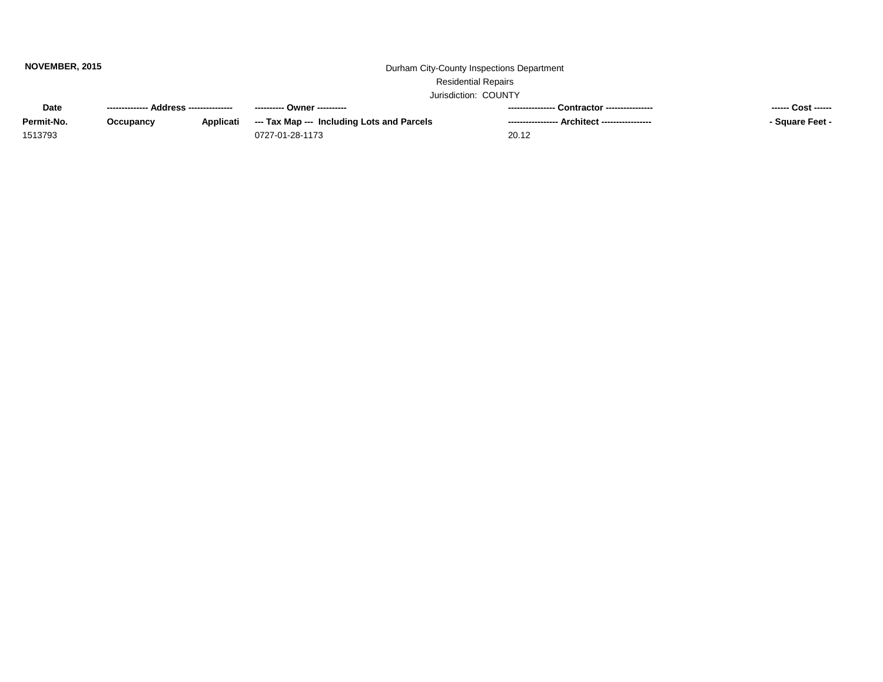NOVEMBER, 2015

Durham City-County Inspections Department
Residential Repairs
Jurisdiction: COUNTY

| Date | -------------- Address --------------- | | ---------- Owner ---------- | ---------------- Contractor ---------------- | ------ Cost ------ |
|---|---|---|---|---|---|
| **Permit-No.** | **Occupancy** | **Applicati** | **--- Tax Map --- Including Lots and Parcels** | **----------------- Architect -----------------** | **- Square Feet -** |
| 1513793 | | | 0727-01-28-1173 | 20.12 | |